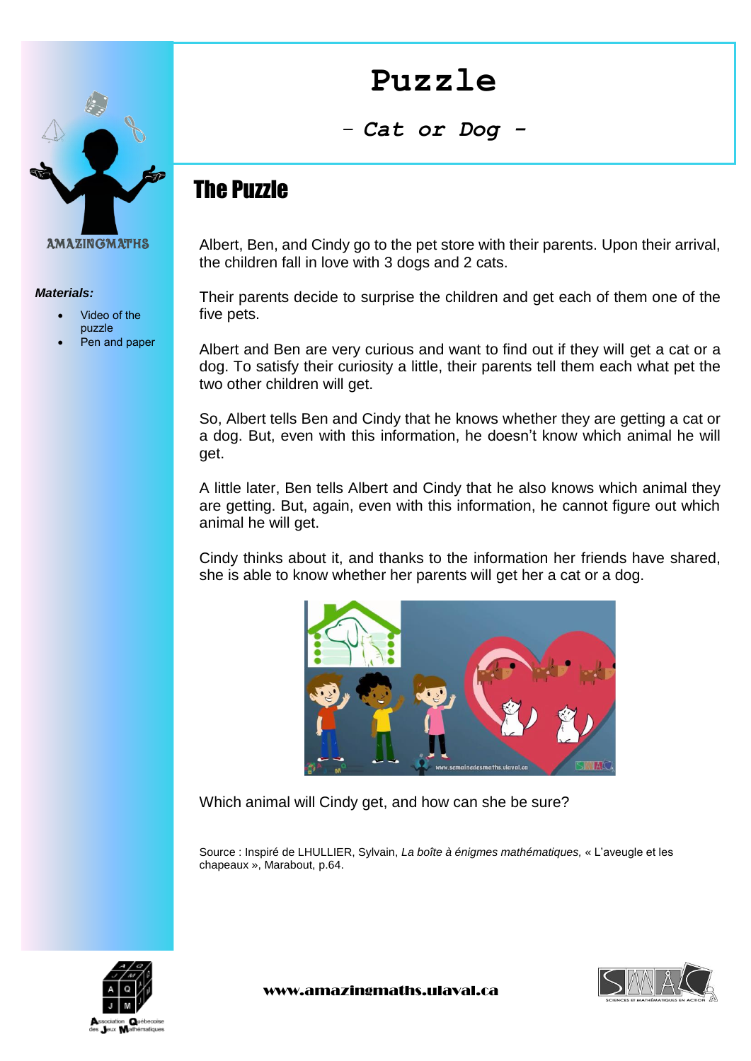# Puzzle

## *- Cat or Dog -*

AMAZINGMATHS

***Materials:***

- Video of the puzzle
- Pen and paper

## The Puzzle

Albert, Ben, and Cindy go to the pet store with their parents. Upon their arrival, the children fall in love with 3 dogs and 2 cats.

Their parents decide to surprise the children and get each of them one of the five pets.

Albert and Ben are very curious and want to find out if they will get a cat or a dog. To satisfy their curiosity a little, their parents tell them each what pet the two other children will get.

So, Albert tells Ben and Cindy that he knows whether they are getting a cat or a dog. But, even with this information, he doesn't know which animal he will get.

A little later, Ben tells Albert and Cindy that he also knows which animal they are getting. But, again, even with this information, he cannot figure out which animal he will get.

Cindy thinks about it, and thanks to the information her friends have shared, she is able to know whether her parents will get her a cat or a dog.

Which animal will Cindy get, and how can she be sure?

Source : Inspiré de LHULLIER, Sylvain, *La boîte à énigmes mathématiques,* « L'aveugle et les chapeaux », Marabout, p.64.

www.amazingmaths.ulaval.ca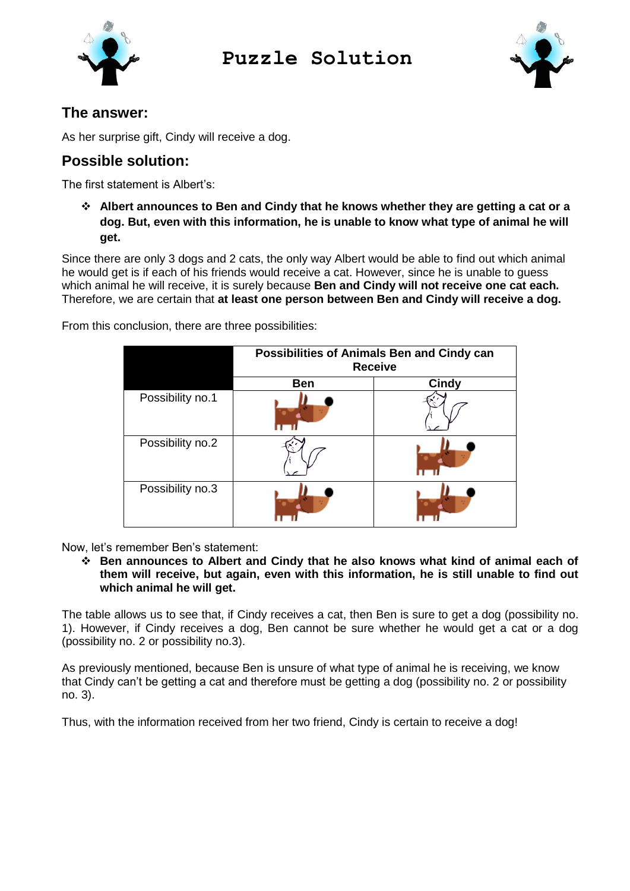# Puzzle Solution

## The answer:

As her surprise gift, Cindy will receive a dog.

## Possible solution:

The first statement is Albert's:

- **Albert announces to Ben and Cindy that he knows whether they are getting a cat or a dog. But, even with this information, he is unable to know what type of animal he will get.**

Since there are only 3 dogs and 2 cats, the only way Albert would be able to find out which animal he would get is if each of his friends would receive a cat. However, since he is unable to guess which animal he will receive, it is surely because **Ben and Cindy will not receive one cat each.** Therefore, we are certain that **at least one person between Ben and Cindy will receive a dog.**

From this conclusion, there are three possibilities:

| | **Possibilities of Animals Ben and Cindy can Receive** | |
|---|---|---|
| | **Ben** | **Cindy** |
| Possibility no.1 | | |
| Possibility no.2 | | |
| Possibility no.3 | | |

Now, let's remember Ben's statement:

- **Ben announces to Albert and Cindy that he also knows what kind of animal each of them will receive, but again, even with this information, he is still unable to find out which animal he will get.**

The table allows us to see that, if Cindy receives a cat, then Ben is sure to get a dog (possibility no. 1). However, if Cindy receives a dog, Ben cannot be sure whether he would get a cat or a dog (possibility no. 2 or possibility no.3).

As previously mentioned, because Ben is unsure of what type of animal he is receiving, we know that Cindy can't be getting a cat and therefore must be getting a dog (possibility no. 2 or possibility no. 3).

Thus, with the information received from her two friend, Cindy is certain to receive a dog!